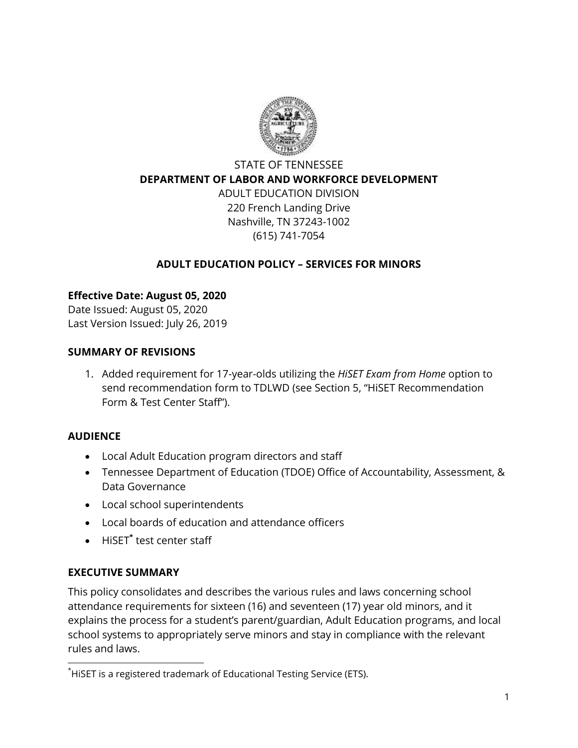STATE OF TENNESSEE
**DEPARTMENT OF LABOR AND WORKFORCE DEVELOPMENT**
ADULT EDUCATION DIVISION
220 French Landing Drive
Nashville, TN 37243-1002
(615) 741-7054

# ADULT EDUCATION POLICY – SERVICES FOR MINORS

**Effective Date: August 05, 2020**
Date Issued: August 05, 2020
Last Version Issued: July 26, 2019

## SUMMARY OF REVISIONS

1. Added requirement for 17-year-olds utilizing the *HiSET Exam from Home* option to send recommendation form to TDLWD (see Section 5, "HiSET Recommendation Form & Test Center Staff").

## AUDIENCE

- Local Adult Education program directors and staff
- Tennessee Department of Education (TDOE) Office of Accountability, Assessment, & Data Governance
- Local school superintendents
- Local boards of education and attendance officers
- HiSET[*] test center staff

## EXECUTIVE SUMMARY

This policy consolidates and describes the various rules and laws concerning school attendance requirements for sixteen (16) and seventeen (17) year old minors, and it explains the process for a student's parent/guardian, Adult Education programs, and local school systems to appropriately serve minors and stay in compliance with the relevant rules and laws.

[*] HiSET is a registered trademark of Educational Testing Service (ETS).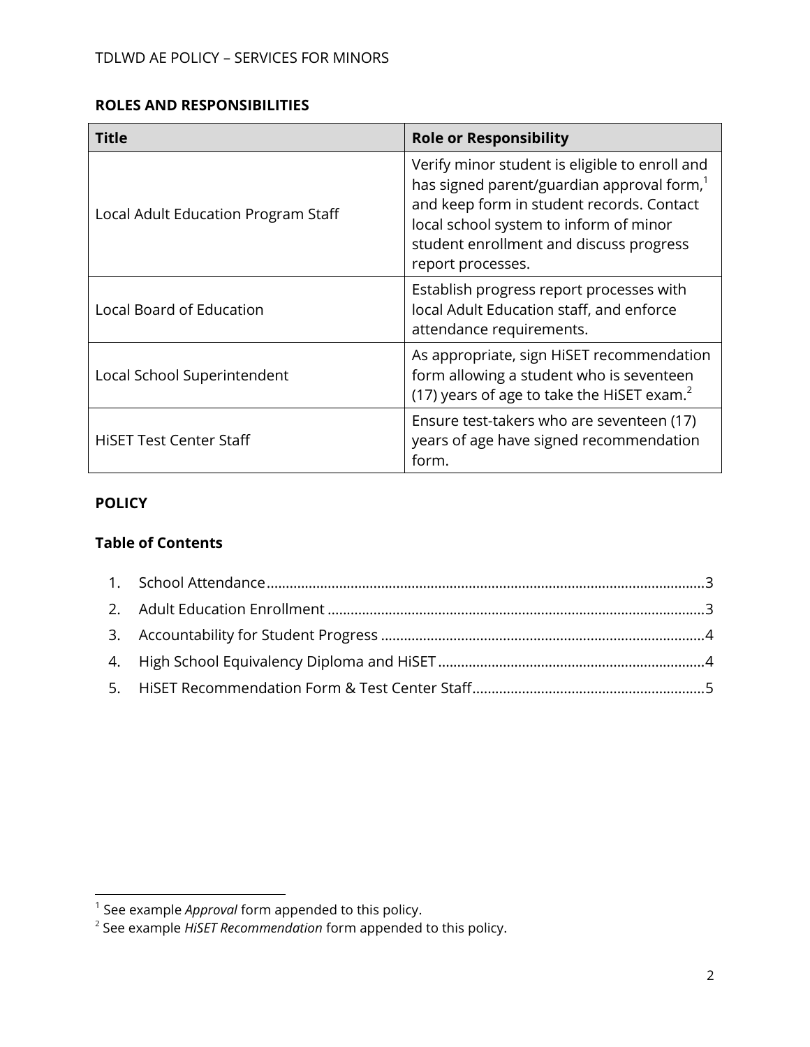## ROLES AND RESPONSIBILITIES

| Title | Role or Responsibility |
| --- | --- |
| Local Adult Education Program Staff | Verify minor student is eligible to enroll and has signed parent/guardian approval form,[1] and keep form in student records. Contact local school system to inform of minor student enrollment and discuss progress report processes. |
| Local Board of Education | Establish progress report processes with local Adult Education staff, and enforce attendance requirements. |
| Local School Superintendent | As appropriate, sign HiSET recommendation form allowing a student who is seventeen (17) years of age to take the HiSET exam.[2] |
| HiSET Test Center Staff | Ensure test-takers who are seventeen (17) years of age have signed recommendation form. |

## POLICY

### Table of Contents

1. School Attendance ....................................................................................................................3
2. Adult Education Enrollment ......................................................................................................3
3. Accountability for Student Progress .........................................................................................4
4. High School Equivalency Diploma and HiSET ............................................................................4
5. HiSET Recommendation Form & Test Center Staff ....................................................................5

[1] See example *Approval* form appended to this policy.
[2] See example *HiSET Recommendation* form appended to this policy.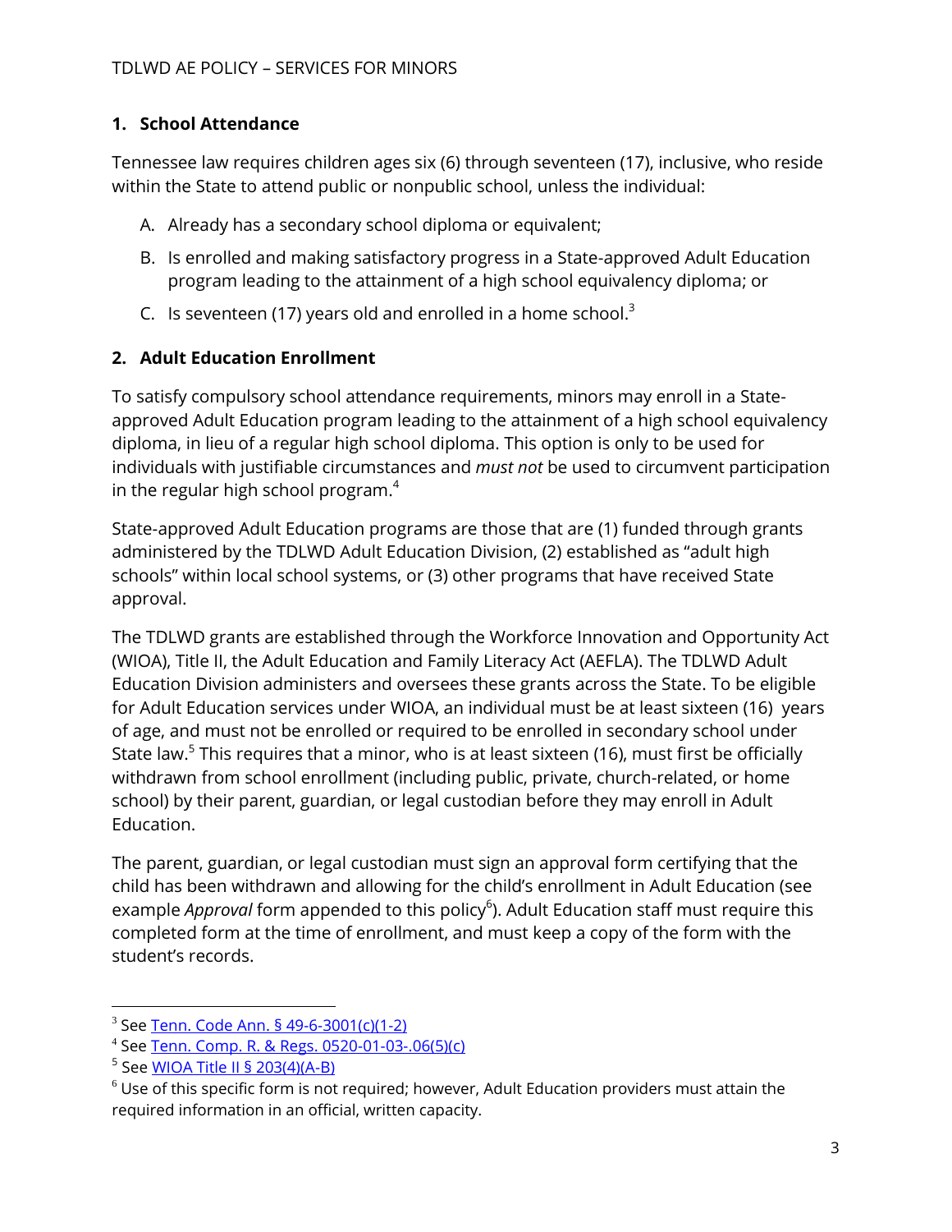## 1. School Attendance

Tennessee law requires children ages six (6) through seventeen (17), inclusive, who reside within the State to attend public or nonpublic school, unless the individual:

A. Already has a secondary school diploma or equivalent;

B. Is enrolled and making satisfactory progress in a State-approved Adult Education program leading to the attainment of a high school equivalency diploma; or

C. Is seventeen (17) years old and enrolled in a home school.[3]

## 2. Adult Education Enrollment

To satisfy compulsory school attendance requirements, minors may enroll in a State-approved Adult Education program leading to the attainment of a high school equivalency diploma, in lieu of a regular high school diploma. This option is only to be used for individuals with justifiable circumstances and *must not* be used to circumvent participation in the regular high school program.[4]

State-approved Adult Education programs are those that are (1) funded through grants administered by the TDLWD Adult Education Division, (2) established as "adult high schools" within local school systems, or (3) other programs that have received State approval.

The TDLWD grants are established through the Workforce Innovation and Opportunity Act (WIOA), Title II, the Adult Education and Family Literacy Act (AEFLA). The TDLWD Adult Education Division administers and oversees these grants across the State. To be eligible for Adult Education services under WIOA, an individual must be at least sixteen (16) years of age, and must not be enrolled or required to be enrolled in secondary school under State law.[5] This requires that a minor, who is at least sixteen (16), must first be officially withdrawn from school enrollment (including public, private, church-related, or home school) by their parent, guardian, or legal custodian before they may enroll in Adult Education.

The parent, guardian, or legal custodian must sign an approval form certifying that the child has been withdrawn and allowing for the child's enrollment in Adult Education (see example *Approval* form appended to this policy[6]). Adult Education staff must require this completed form at the time of enrollment, and must keep a copy of the form with the student's records.

---

[3] See Tenn. Code Ann. § 49-6-3001(c)(1-2)

[4] See Tenn. Comp. R. & Regs. 0520-01-03-.06(5)(c)

[5] See WIOA Title II § 203(4)(A-B)

[6] Use of this specific form is not required; however, Adult Education providers must attain the required information in an official, written capacity.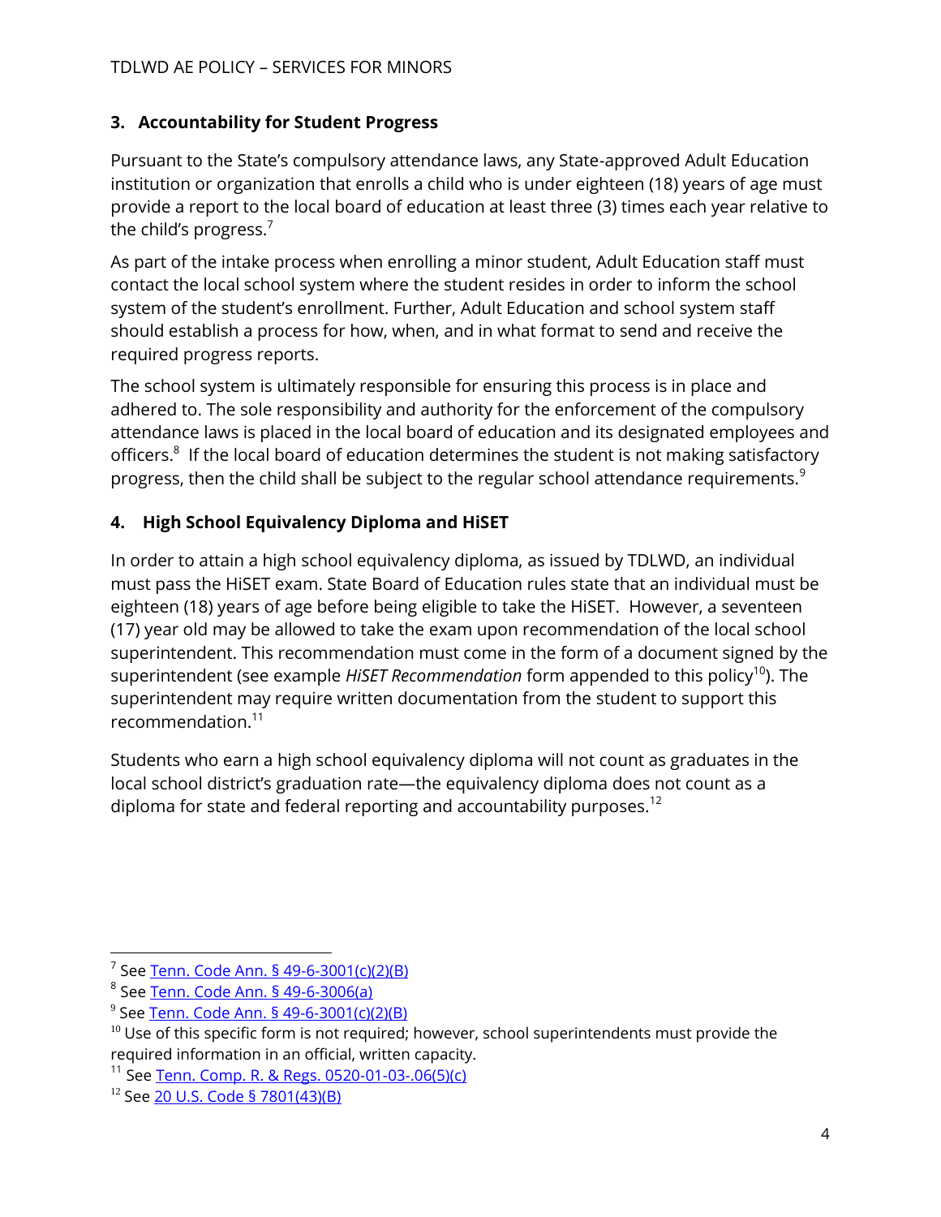## 3. Accountability for Student Progress

Pursuant to the State's compulsory attendance laws, any State-approved Adult Education institution or organization that enrolls a child who is under eighteen (18) years of age must provide a report to the local board of education at least three (3) times each year relative to the child's progress.[7]

As part of the intake process when enrolling a minor student, Adult Education staff must contact the local school system where the student resides in order to inform the school system of the student's enrollment. Further, Adult Education and school system staff should establish a process for how, when, and in what format to send and receive the required progress reports.

The school system is ultimately responsible for ensuring this process is in place and adhered to. The sole responsibility and authority for the enforcement of the compulsory attendance laws is placed in the local board of education and its designated employees and officers.[8] If the local board of education determines the student is not making satisfactory progress, then the child shall be subject to the regular school attendance requirements.[9]

## 4. High School Equivalency Diploma and HiSET

In order to attain a high school equivalency diploma, as issued by TDLWD, an individual must pass the HiSET exam. State Board of Education rules state that an individual must be eighteen (18) years of age before being eligible to take the HiSET. However, a seventeen (17) year old may be allowed to take the exam upon recommendation of the local school superintendent. This recommendation must come in the form of a document signed by the superintendent (see example *HiSET Recommendation* form appended to this policy[10]). The superintendent may require written documentation from the student to support this recommendation.[11]

Students who earn a high school equivalency diploma will not count as graduates in the local school district's graduation rate—the equivalency diploma does not count as a diploma for state and federal reporting and accountability purposes.[12]

---

[7] See Tenn. Code Ann. § 49-6-3001(c)(2)(B)

[8] See Tenn. Code Ann. § 49-6-3006(a)

[9] See Tenn. Code Ann. § 49-6-3001(c)(2)(B)

[10] Use of this specific form is not required; however, school superintendents must provide the required information in an official, written capacity.

[11] See Tenn. Comp. R. & Regs. 0520-01-03-.06(5)(c)

[12] See 20 U.S. Code § 7801(43)(B)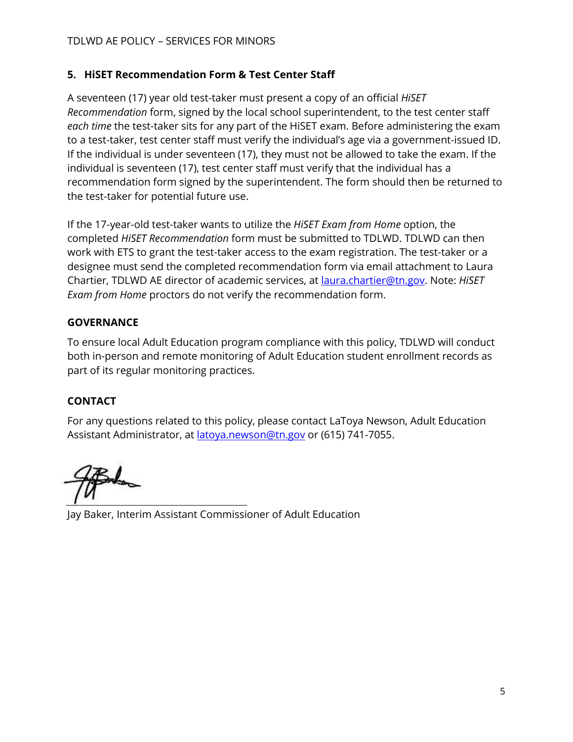### 5. HiSET Recommendation Form & Test Center Staff

A seventeen (17) year old test-taker must present a copy of an official *HiSET Recommendation* form, signed by the local school superintendent, to the test center staff *each time* the test-taker sits for any part of the HiSET exam. Before administering the exam to a test-taker, test center staff must verify the individual's age via a government-issued ID. If the individual is under seventeen (17), they must not be allowed to take the exam. If the individual is seventeen (17), test center staff must verify that the individual has a recommendation form signed by the superintendent. The form should then be returned to the test-taker for potential future use.

If the 17-year-old test-taker wants to utilize the *HiSET Exam from Home* option, the completed *HiSET Recommendation* form must be submitted to TDLWD. TDLWD can then work with ETS to grant the test-taker access to the exam registration. The test-taker or a designee must send the completed recommendation form via email attachment to Laura Chartier, TDLWD AE director of academic services, at [laura.chartier@tn.gov](mailto:laura.chartier@tn.gov). Note: *HiSET Exam from Home* proctors do not verify the recommendation form.

## GOVERNANCE

To ensure local Adult Education program compliance with this policy, TDLWD will conduct both in-person and remote monitoring of Adult Education student enrollment records as part of its regular monitoring practices.

## CONTACT

For any questions related to this policy, please contact LaToya Newson, Adult Education Assistant Administrator, at [latoya.newson@tn.gov](mailto:latoya.newson@tn.gov) or (615) 741-7055.

Jay Baker, Interim Assistant Commissioner of Adult Education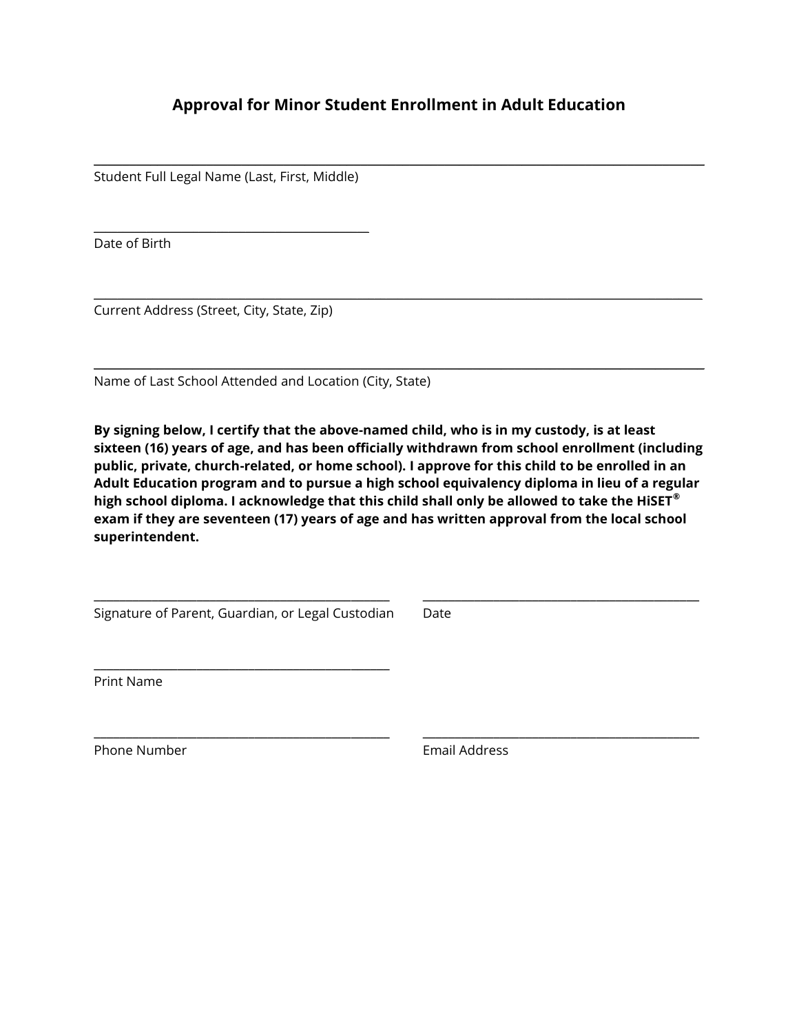## Approval for Minor Student Enrollment in Adult Education

\_\_\_\_\_\_\_\_\_\_\_\_\_\_\_\_\_\_\_\_\_\_\_\_\_\_\_\_\_\_\_\_\_\_\_\_\_\_\_\_\_\_\_\_\_\_\_\_\_\_\_\_\_\_\_\_\_\_\_\_

Student Full Legal Name (Last, First, Middle)

\_\_\_\_\_\_\_\_\_\_\_\_\_\_\_\_\_\_\_\_\_\_\_\_\_\_\_\_\_\_\_\_

Date of Birth

\_\_\_\_\_\_\_\_\_\_\_\_\_\_\_\_\_\_\_\_\_\_\_\_\_\_\_\_\_\_\_\_\_\_\_\_\_\_\_\_\_\_\_\_\_\_\_\_\_\_\_\_\_\_\_\_\_\_\_\_

Current Address (Street, City, State, Zip)

\_\_\_\_\_\_\_\_\_\_\_\_\_\_\_\_\_\_\_\_\_\_\_\_\_\_\_\_\_\_\_\_\_\_\_\_\_\_\_\_\_\_\_\_\_\_\_\_\_\_\_\_\_\_\_\_\_\_\_\_

Name of Last School Attended and Location (City, State)

**By signing below, I certify that the above-named child, who is in my custody, is at least sixteen (16) years of age, and has been officially withdrawn from school enrollment (including public, private, church-related, or home school). I approve for this child to be enrolled in an Adult Education program and to pursue a high school equivalency diploma in lieu of a regular high school diploma. I acknowledge that this child shall only be allowed to take the HiSET® exam if they are seventeen (17) years of age and has written approval from the local school superintendent.**

\_\_\_\_\_\_\_\_\_\_\_\_\_\_\_\_\_\_\_\_\_\_\_\_\_\_\_\_\_\_\_\_ \_\_\_\_\_\_\_\_\_\_\_\_\_\_\_\_\_\_\_\_\_\_\_\_\_\_\_\_\_\_\_\_

Signature of Parent, Guardian, or Legal Custodian    Date

\_\_\_\_\_\_\_\_\_\_\_\_\_\_\_\_\_\_\_\_\_\_\_\_\_\_\_\_\_\_\_\_

Print Name

\_\_\_\_\_\_\_\_\_\_\_\_\_\_\_\_\_\_\_\_\_\_\_\_\_\_\_\_\_\_\_\_ \_\_\_\_\_\_\_\_\_\_\_\_\_\_\_\_\_\_\_\_\_\_\_\_\_\_\_\_\_\_\_\_

Phone Number    Email Address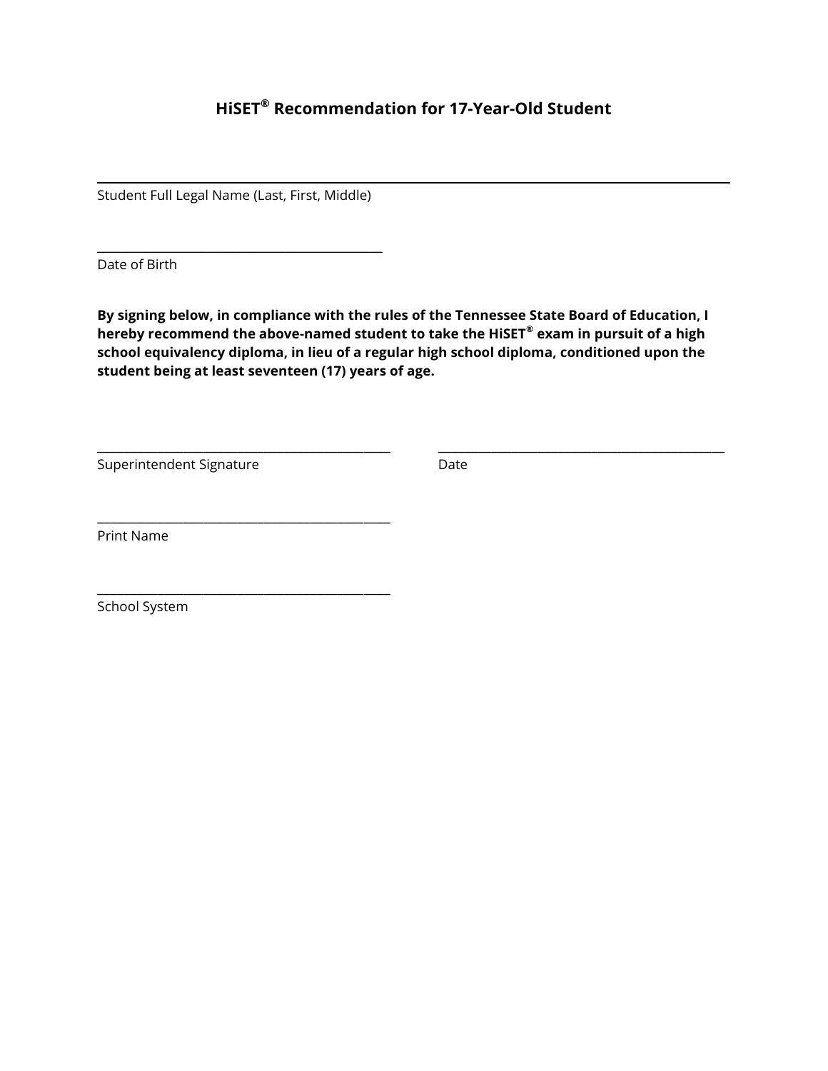# HiSET® Recommendation for 17-Year-Old Student

\_\_\_\_\_\_\_\_\_\_\_\_\_\_\_\_\_\_\_\_\_\_\_\_\_\_\_\_\_\_\_\_\_\_\_\_\_\_\_\_\_\_\_\_\_\_\_\_\_\_\_\_\_\_\_\_\_\_\_\_\_\_\_\_\_\_\_\_\_\_\_\_\_\_\_\_

Student Full Legal Name (Last, First, Middle)

\_\_\_\_\_\_\_\_\_\_\_\_\_\_\_\_\_\_\_\_\_\_\_\_\_\_\_\_\_\_\_\_\_\_\_\_\_\_\_\_

Date of Birth

**By signing below, in compliance with the rules of the Tennessee State Board of Education, I hereby recommend the above-named student to take the HiSET® exam in pursuit of a high school equivalency diploma, in lieu of a regular high school diploma, conditioned upon the student being at least seventeen (17) years of age.**

\_\_\_\_\_\_\_\_\_\_\_\_\_\_\_\_\_\_\_\_\_\_\_\_\_\_\_\_\_\_\_\_\_\_\_\_\_\_\_\_

Superintendent Signature

\_\_\_\_\_\_\_\_\_\_\_\_\_\_\_\_\_\_\_\_\_\_\_\_\_\_\_\_\_\_\_\_\_\_\_\_\_\_\_\_

Date

\_\_\_\_\_\_\_\_\_\_\_\_\_\_\_\_\_\_\_\_\_\_\_\_\_\_\_\_\_\_\_\_\_\_\_\_\_\_\_\_

Print Name

\_\_\_\_\_\_\_\_\_\_\_\_\_\_\_\_\_\_\_\_\_\_\_\_\_\_\_\_\_\_\_\_\_\_\_\_\_\_\_\_

School System